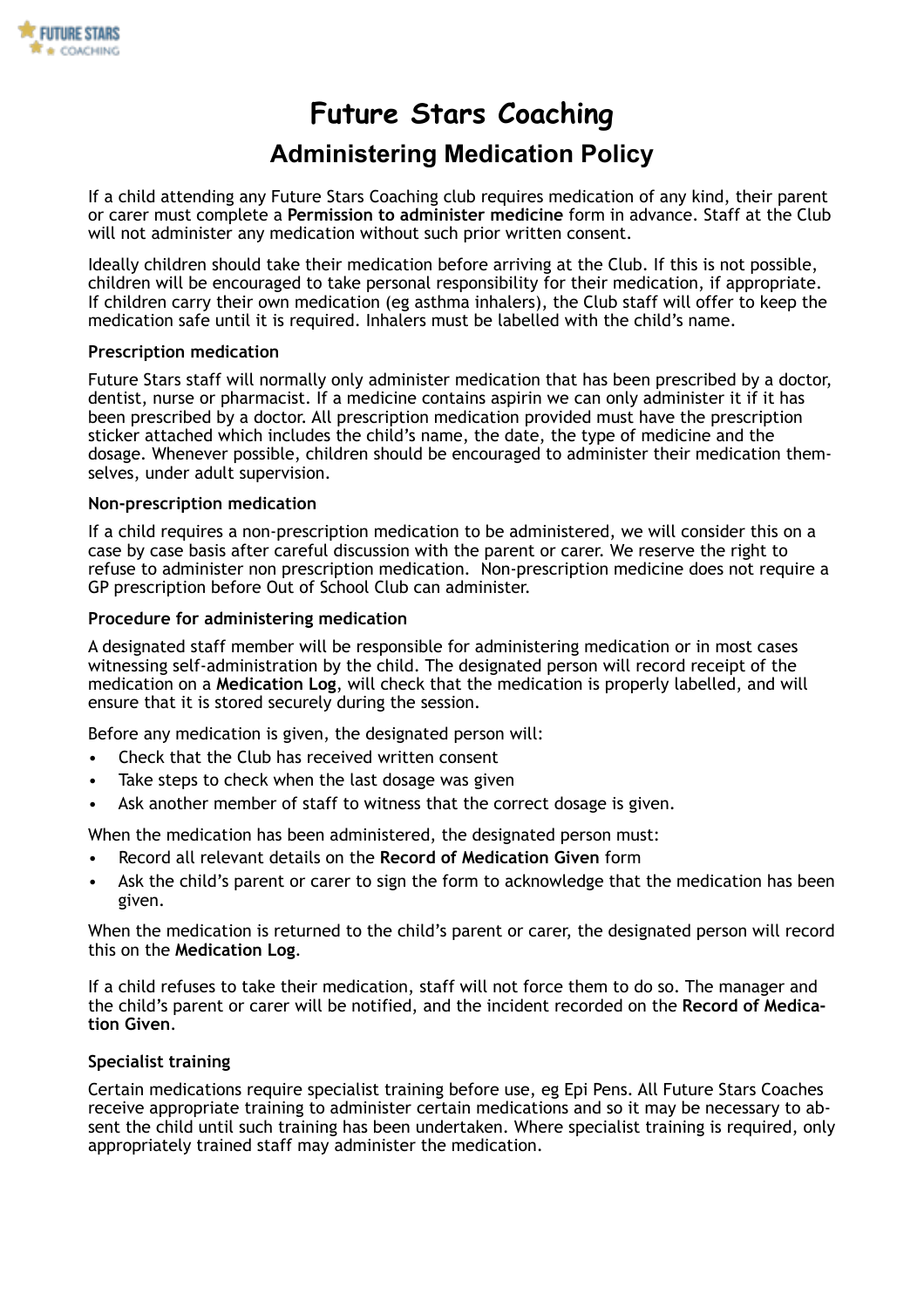# Future Stars Coaching

## Administering Medication Policy

If a child attending any Future Stars Coaching club requires medication of any kind, their parent or carer must complete a **Permission to administer medicine** form in advance. Staff at the Club will not administer any medication without such prior written consent.

Ideally children should take their medication before arriving at the Club. If this is not possible, children will be encouraged to take personal responsibility for their medication, if appropriate. If children carry their own medication (eg asthma inhalers), the Club staff will offer to keep the medication safe until it is required. Inhalers must be labelled with the child's name.

### Prescription medication

Future Stars staff will normally only administer medication that has been prescribed by a doctor, dentist, nurse or pharmacist. If a medicine contains aspirin we can only administer it if it has been prescribed by a doctor. All prescription medication provided must have the prescription sticker attached which includes the child's name, the date, the type of medicine and the dosage. Whenever possible, children should be encouraged to administer their medication themselves, under adult supervision.

### Non-prescription medication

If a child requires a non-prescription medication to be administered, we will consider this on a case by case basis after careful discussion with the parent or carer. We reserve the right to refuse to administer non prescription medication. Non-prescription medicine does not require a GP prescription before Out of School Club can administer.

### Procedure for administering medication

A designated staff member will be responsible for administering medication or in most cases witnessing self-administration by the child. The designated person will record receipt of the medication on a **Medication Log**, will check that the medication is properly labelled, and will ensure that it is stored securely during the session.

Before any medication is given, the designated person will:

- Check that the Club has received written consent
- Take steps to check when the last dosage was given
- Ask another member of staff to witness that the correct dosage is given.

When the medication has been administered, the designated person must:

- Record all relevant details on the **Record of Medication Given** form
- Ask the child's parent or carer to sign the form to acknowledge that the medication has been given.

When the medication is returned to the child's parent or carer, the designated person will record this on the **Medication Log**.

If a child refuses to take their medication, staff will not force them to do so. The manager and the child's parent or carer will be notified, and the incident recorded on the **Record of Medication Given**.

### Specialist training

Certain medications require specialist training before use, eg Epi Pens. All Future Stars Coaches receive appropriate training to administer certain medications and so it may be necessary to absent the child until such training has been undertaken. Where specialist training is required, only appropriately trained staff may administer the medication.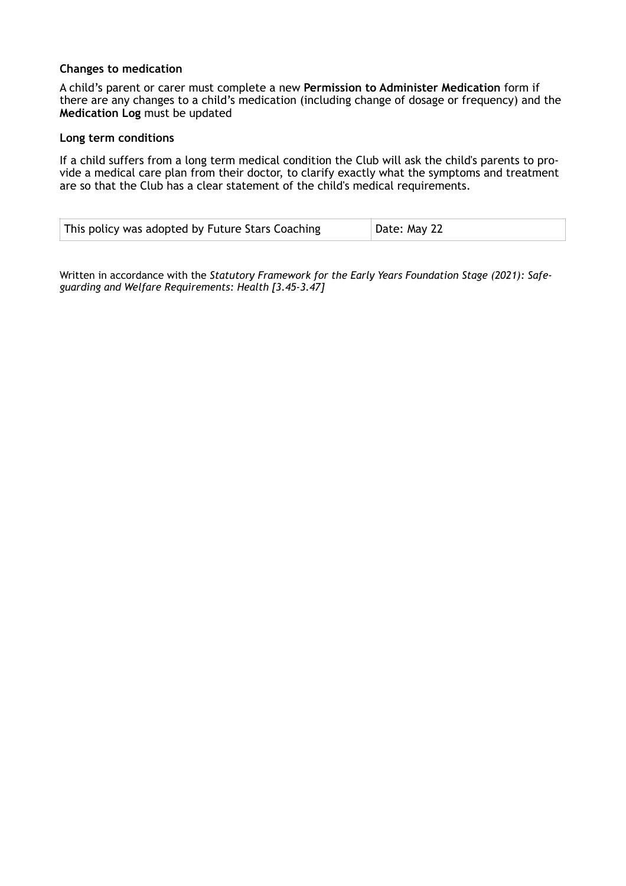### Changes to medication

A child's parent or carer must complete a new **Permission to Administer Medication** form if there are any changes to a child's medication (including change of dosage or frequency) and the **Medication Log** must be updated

### Long term conditions

If a child suffers from a long term medical condition the Club will ask the child's parents to provide a medical care plan from their doctor, to clarify exactly what the symptoms and treatment are so that the Club has a clear statement of the child's medical requirements.

| | |
|---|---|
| This policy was adopted by Future Stars Coaching | Date: May 22 |

Written in accordance with the *Statutory Framework for the Early Years Foundation Stage (2021): Safeguarding and Welfare Requirements: Health [3.45-3.47]*